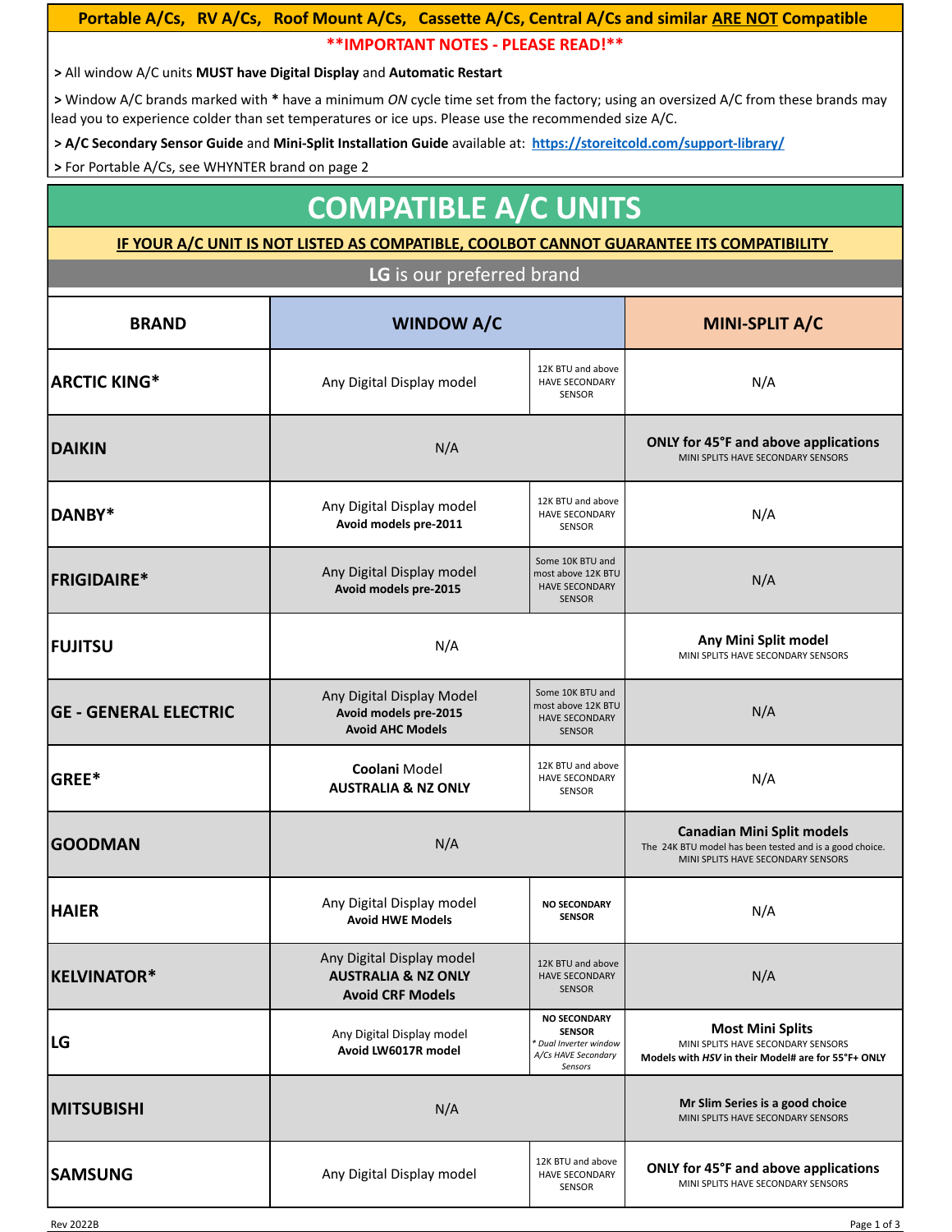**Portable A/Cs, RV A/Cs, Roof Mount A/Cs, Cassette A/Cs, Central A/Cs and similar ARE NOT Compatible**

**\*\*IMPORTANT NOTES - PLEASE READ!\*\***

> All window A/C units **MUST have Digital Display** and **Automatic Restart**

> Window A/C brands marked with **\*** have a minimum *ON* cycle time set from the factory; using an oversized A/C from these brands may lead you to experience colder than set temperatures or ice ups. Please use the recommended size A/C.

> **A/C Secondary Sensor Guide** and **Mini-Split Installation Guide** available at: https://storeitcold.com/support-library/

> For Portable A/Cs, see WHYNTER brand on page 2

# COMPATIBLE A/C UNITS

**IF YOUR A/C UNIT IS NOT LISTED AS COMPATIBLE, COOLBOT CANNOT GUARANTEE ITS COMPATIBILITY**

**LG** is our preferred brand

| BRAND | WINDOW A/C | | MINI-SPLIT A/C |
|---|---|---|---|
| **ARCTIC KING\*** | Any Digital Display model | 12K BTU and above HAVE SECONDARY SENSOR | N/A |
| **DAIKIN** | N/A | | **ONLY for 45°F and above applications** MINI SPLITS HAVE SECONDARY SENSORS |
| **DANBY\*** | Any Digital Display model **Avoid models pre-2011** | 12K BTU and above HAVE SECONDARY SENSOR | N/A |
| **FRIGIDAIRE\*** | Any Digital Display model **Avoid models pre-2015** | Some 10K BTU and most above 12K BTU HAVE SECONDARY SENSOR | N/A |
| **FUJITSU** | N/A | | **Any Mini Split model** MINI SPLITS HAVE SECONDARY SENSORS |
| **GE - GENERAL ELECTRIC** | Any Digital Display Model **Avoid models pre-2015** **Avoid AHC Models** | Some 10K BTU and most above 12K BTU HAVE SECONDARY SENSOR | N/A |
| **GREE\*** | **Coolani** Model **AUSTRALIA & NZ ONLY** | 12K BTU and above HAVE SECONDARY SENSOR | N/A |
| **GOODMAN** | N/A | | **Canadian Mini Split models** The 24K BTU model has been tested and is a good choice. MINI SPLITS HAVE SECONDARY SENSORS |
| **HAIER** | Any Digital Display model **Avoid HWE Models** | **NO SECONDARY SENSOR** | N/A |
| **KELVINATOR\*** | Any Digital Display model **AUSTRALIA & NZ ONLY** **Avoid CRF Models** | 12K BTU and above HAVE SECONDARY SENSOR | N/A |
| **LG** | Any Digital Display model **Avoid LW6017R model** | **NO SECONDARY SENSOR** *\* Dual Inverter window A/Cs HAVE Secondary Sensors* | **Most Mini Splits** MINI SPLITS HAVE SECONDARY SENSORS **Models with *HSV* in their Model# are for 55°F+ ONLY** |
| **MITSUBISHI** | N/A | | **Mr Slim Series is a good choice** MINI SPLITS HAVE SECONDARY SENSORS |
| **SAMSUNG** | Any Digital Display model | 12K BTU and above HAVE SECONDARY SENSOR | **ONLY for 45°F and above applications** MINI SPLITS HAVE SECONDARY SENSORS |

Rev 2022B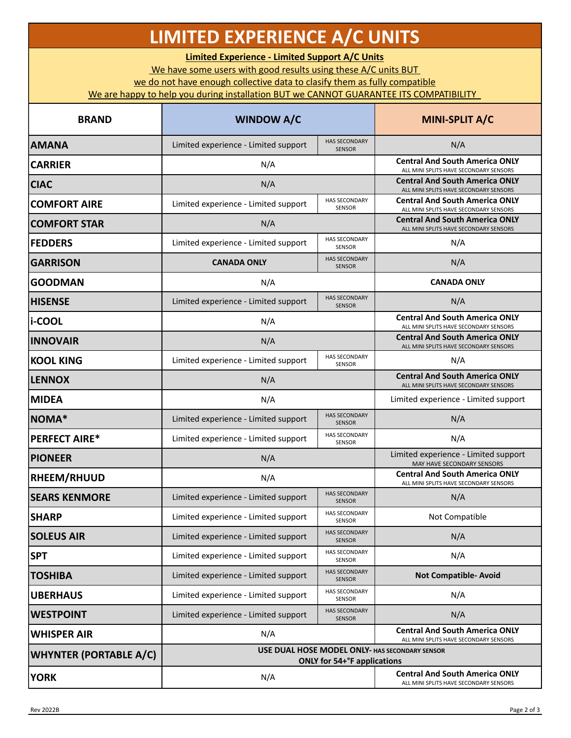# LIMITED EXPERIENCE A/C UNITS

**Limited Experience - Limited Support A/C Units**

We have some users with good results using these A/C units BUT

we do not have enough collective data to clasify them as fully compatible

We are happy to help you during installation BUT we CANNOT GUARANTEE ITS COMPATIBILITY

| BRAND | WINDOW A/C | | MINI-SPLIT A/C |
|---|---|---|---|
| **AMANA** | Limited experience - Limited support | HAS SECONDARY SENSOR | N/A |
| **CARRIER** | N/A | | **Central And South America ONLY** ALL MINI SPLITS HAVE SECONDARY SENSORS |
| **CIAC** | N/A | | **Central And South America ONLY** ALL MINI SPLITS HAVE SECONDARY SENSORS |
| **COMFORT AIRE** | Limited experience - Limited support | HAS SECONDARY SENSOR | **Central And South America ONLY** ALL MINI SPLITS HAVE SECONDARY SENSORS |
| **COMFORT STAR** | N/A | | **Central And South America ONLY** ALL MINI SPLITS HAVE SECONDARY SENSORS |
| **FEDDERS** | Limited experience - Limited support | HAS SECONDARY SENSOR | N/A |
| **GARRISON** | **CANADA ONLY** | HAS SECONDARY SENSOR | N/A |
| **GOODMAN** | N/A | | **CANADA ONLY** |
| **HISENSE** | Limited experience - Limited support | HAS SECONDARY SENSOR | N/A |
| **i-COOL** | N/A | | **Central And South America ONLY** ALL MINI SPLITS HAVE SECONDARY SENSORS |
| **INNOVAIR** | N/A | | **Central And South America ONLY** ALL MINI SPLITS HAVE SECONDARY SENSORS |
| **KOOL KING** | Limited experience - Limited support | HAS SECONDARY SENSOR | N/A |
| **LENNOX** | N/A | | **Central And South America ONLY** ALL MINI SPLITS HAVE SECONDARY SENSORS |
| **MIDEA** | N/A | | Limited experience - Limited support |
| **NOMA*** | Limited experience - Limited support | HAS SECONDARY SENSOR | N/A |
| **PERFECT AIRE*** | Limited experience - Limited support | HAS SECONDARY SENSOR | N/A |
| **PIONEER** | N/A | | Limited experience - Limited support MAY HAVE SECONDARY SENSORS |
| **RHEEM/RHUUD** | N/A | | **Central And South America ONLY** ALL MINI SPLITS HAVE SECONDARY SENSORS |
| **SEARS KENMORE** | Limited experience - Limited support | HAS SECONDARY SENSOR | N/A |
| **SHARP** | Limited experience - Limited support | HAS SECONDARY SENSOR | Not Compatible |
| **SOLEUS AIR** | Limited experience - Limited support | HAS SECONDARY SENSOR | N/A |
| **SPT** | Limited experience - Limited support | HAS SECONDARY SENSOR | N/A |
| **TOSHIBA** | Limited experience - Limited support | HAS SECONDARY SENSOR | **Not Compatible- Avoid** |
| **UBERHAUS** | Limited experience - Limited support | HAS SECONDARY SENSOR | N/A |
| **WESTPOINT** | Limited experience - Limited support | HAS SECONDARY SENSOR | N/A |
| **WHISPER AIR** | N/A | | **Central And South America ONLY** ALL MINI SPLITS HAVE SECONDARY SENSORS |
| **WHYNTER (PORTABLE A/C)** | **USE DUAL HOSE MODEL ONLY- HAS SECONDARY SENSOR ONLY for 54+°F applications** | | |
| **YORK** | N/A | | **Central And South America ONLY** ALL MINI SPLITS HAVE SECONDARY SENSORS |

Rev 2022B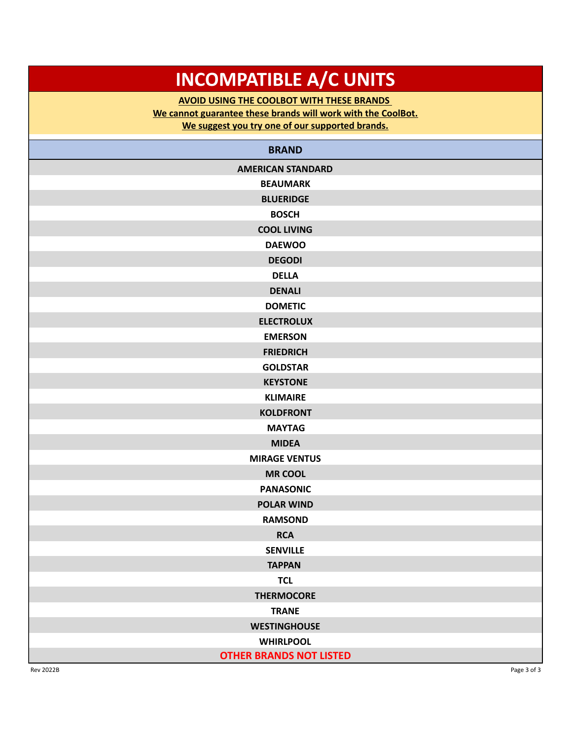# INCOMPATIBLE A/C UNITS

**AVOID USING THE COOLBOT WITH THESE BRANDS**
**We cannot guarantee these brands will work with the CoolBot.**
**We suggest you try one of our supported brands.**

| BRAND |
|---|
| AMERICAN STANDARD |
| BEAUMARK |
| BLUERIDGE |
| BOSCH |
| COOL LIVING |
| DAEWOO |
| DEGODI |
| DELLA |
| DENALI |
| DOMETIC |
| ELECTROLUX |
| EMERSON |
| FRIEDRICH |
| GOLDSTAR |
| KEYSTONE |
| KLIMAIRE |
| KOLDFRONT |
| MAYTAG |
| MIDEA |
| MIRAGE VENTUS |
| MR COOL |
| PANASONIC |
| POLAR WIND |
| RAMSOND |
| RCA |
| SENVILLE |
| TAPPAN |
| TCL |
| THERMOCORE |
| TRANE |
| WESTINGHOUSE |
| WHIRLPOOL |
| OTHER BRANDS NOT LISTED |

Rev 2022B